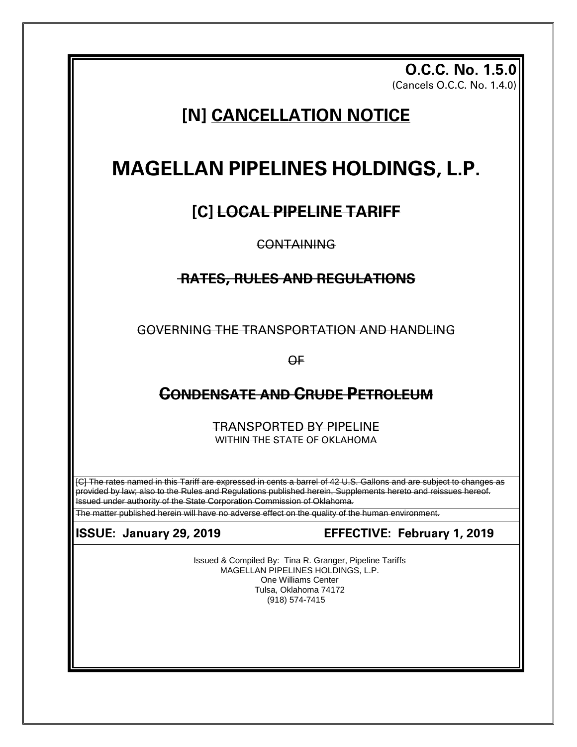**O.C.C. No. 1.5.0**
(Cancels O.C.C. No. 1.4.0)

# [N] CANCELLATION NOTICE

# MAGELLAN PIPELINES HOLDINGS, L.P.

## [C] ~~LOCAL PIPELINE TARIFF~~

~~CONTAINING~~

### ~~RATES, RULES AND REGULATIONS~~

~~GOVERNING THE TRANSPORTATION AND HANDLING~~

~~OF~~

### ~~CONDENSATE AND CRUDE PETROLEUM~~

~~TRANSPORTED BY PIPELINE~~
~~WITHIN THE STATE OF OKLAHOMA~~

~~[C] The rates named in this Tariff are expressed in cents a barrel of 42 U.S. Gallons and are subject to changes as provided by law; also to the Rules and Regulations published herein, Supplements hereto and reissues hereof. Issued under authority of the State Corporation Commission of Oklahoma.~~

~~The matter published herein will have no adverse effect on the quality of the human environment.~~

**ISSUE: January 29, 2019** **EFFECTIVE: February 1, 2019**

Issued & Compiled By: Tina R. Granger, Pipeline Tariffs
MAGELLAN PIPELINES HOLDINGS, L.P.
One Williams Center
Tulsa, Oklahoma 74172
(918) 574-7415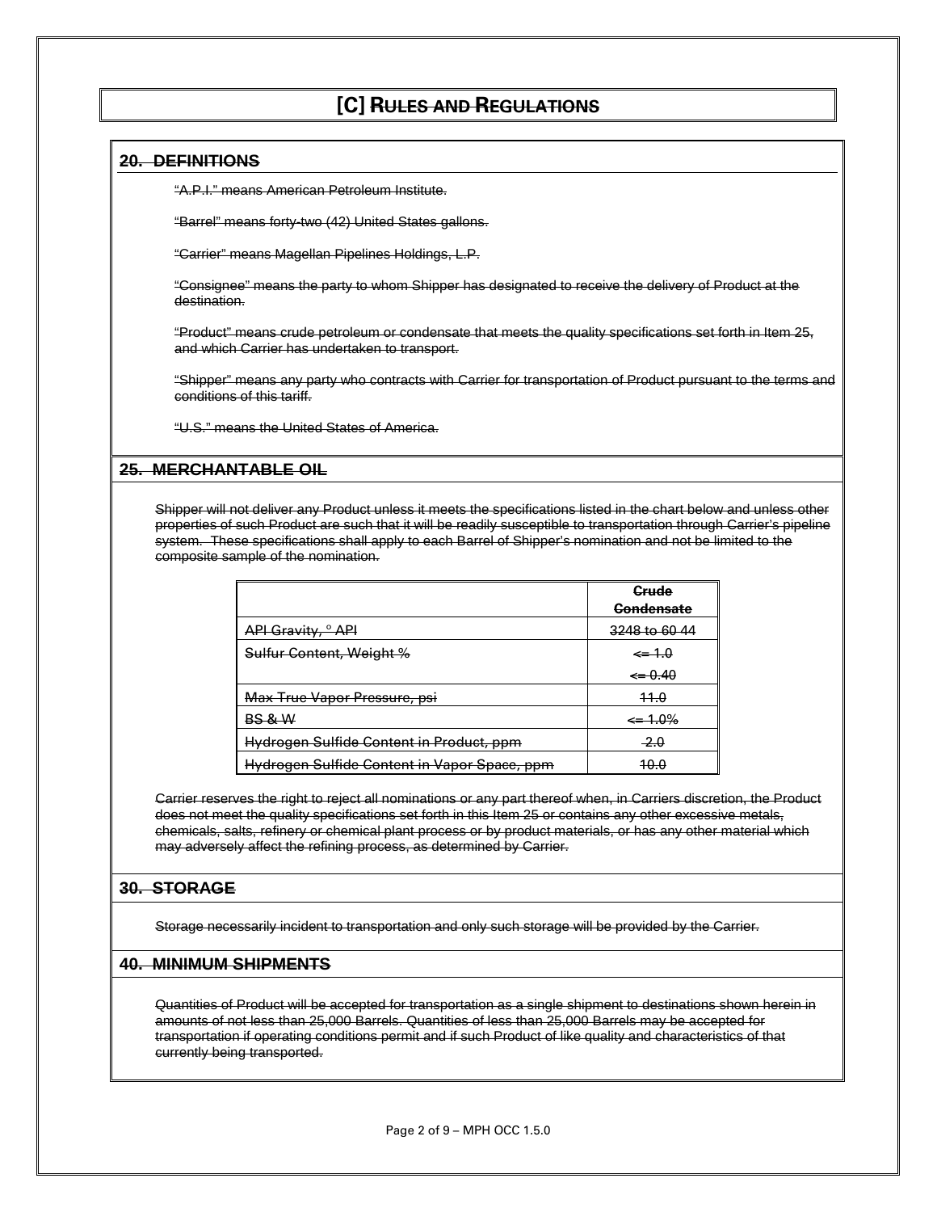# [C] ~~Rules and Regulations~~

## ~~20. DEFINITIONS~~

~~"A.P.I." means American Petroleum Institute.~~

~~"Barrel" means forty-two (42) United States gallons.~~

~~"Carrier" means Magellan Pipelines Holdings, L.P.~~

~~"Consignee" means the party to whom Shipper has designated to receive the delivery of Product at the destination.~~

~~"Product" means crude petroleum or condensate that meets the quality specifications set forth in Item 25, and which Carrier has undertaken to transport.~~

~~"Shipper" means any party who contracts with Carrier for transportation of Product pursuant to the terms and conditions of this tariff.~~

~~"U.S." means the United States of America.~~

## ~~25. MERCHANTABLE OIL~~

~~Shipper will not deliver any Product unless it meets the specifications listed in the chart below and unless other properties of such Product are such that it will be readily susceptible to transportation through Carrier's pipeline system. These specifications shall apply to each Barrel of Shipper's nomination and not be limited to the composite sample of the nomination.~~

| | ~~Crude~~ ~~Condensate~~ |
|---|---|
| ~~API Gravity, ° API~~ | ~~3248 to 60 44~~ |
| ~~Sulfur Content, Weight %~~ | ~~<= 1.0~~ ~~<= 0.40~~ |
| ~~Max True Vapor Pressure, psi~~ | ~~11.0~~ |
| ~~BS & W~~ | ~~<= 1.0%~~ |
| ~~Hydrogen Sulfide Content in Product, ppm~~ | ~~2.0~~ |
| ~~Hydrogen Sulfide Content in Vapor Space, ppm~~ | ~~10.0~~ |

~~Carrier reserves the right to reject all nominations or any part thereof when, in Carriers discretion, the Product does not meet the quality specifications set forth in this Item 25 or contains any other excessive metals, chemicals, salts, refinery or chemical plant process or by product materials, or has any other material which may adversely affect the refining process, as determined by Carrier.~~

## ~~30. STORAGE~~

~~Storage necessarily incident to transportation and only such storage will be provided by the Carrier.~~

## ~~40. MINIMUM SHIPMENTS~~

~~Quantities of Product will be accepted for transportation as a single shipment to destinations shown herein in amounts of not less than 25,000 Barrels. Quantities of less than 25,000 Barrels may be accepted for transportation if operating conditions permit and if such Product of like quality and characteristics of that currently being transported.~~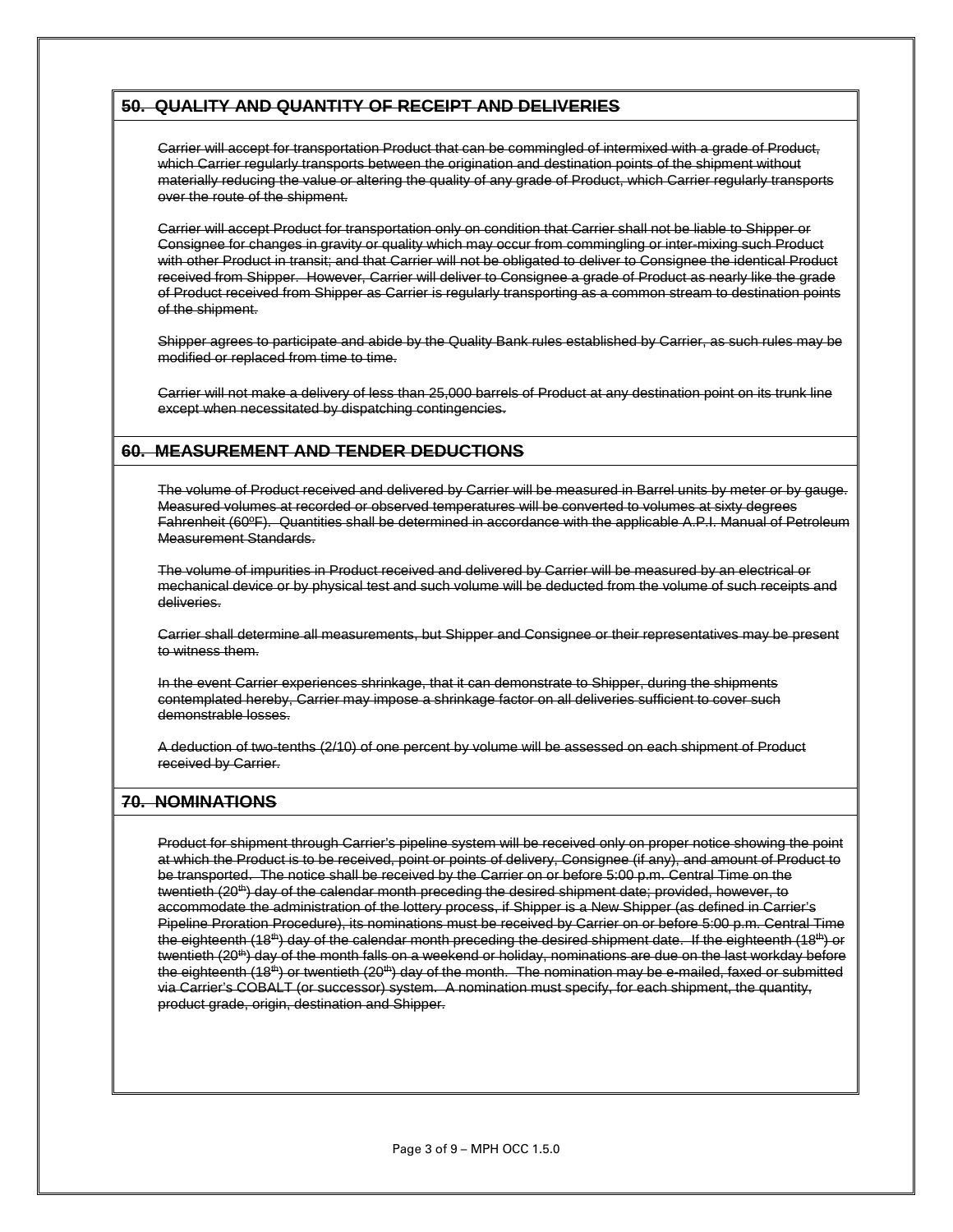## ~~50. QUALITY AND QUANTITY OF RECEIPT AND DELIVERIES~~

~~Carrier will accept for transportation Product that can be commingled of intermixed with a grade of Product, which Carrier regularly transports between the origination and destination points of the shipment without materially reducing the value or altering the quality of any grade of Product, which Carrier regularly transports over the route of the shipment.~~

~~Carrier will accept Product for transportation only on condition that Carrier shall not be liable to Shipper or Consignee for changes in gravity or quality which may occur from commingling or inter-mixing such Product with other Product in transit; and that Carrier will not be obligated to deliver to Consignee the identical Product received from Shipper. However, Carrier will deliver to Consignee a grade of Product as nearly like the grade of Product received from Shipper as Carrier is regularly transporting as a common stream to destination points of the shipment.~~

~~Shipper agrees to participate and abide by the Quality Bank rules established by Carrier, as such rules may be modified or replaced from time to time.~~

~~Carrier will not make a delivery of less than 25,000 barrels of Product at any destination point on its trunk line except when necessitated by dispatching contingencies.~~

## ~~60. MEASUREMENT AND TENDER DEDUCTIONS~~

~~The volume of Product received and delivered by Carrier will be measured in Barrel units by meter or by gauge. Measured volumes at recorded or observed temperatures will be converted to volumes at sixty degrees Fahrenheit (60ºF). Quantities shall be determined in accordance with the applicable A.P.I. Manual of Petroleum Measurement Standards.~~

~~The volume of impurities in Product received and delivered by Carrier will be measured by an electrical or mechanical device or by physical test and such volume will be deducted from the volume of such receipts and deliveries.~~

~~Carrier shall determine all measurements, but Shipper and Consignee or their representatives may be present to witness them.~~

~~In the event Carrier experiences shrinkage, that it can demonstrate to Shipper, during the shipments contemplated hereby, Carrier may impose a shrinkage factor on all deliveries sufficient to cover such demonstrable losses.~~

~~A deduction of two-tenths (2/10) of one percent by volume will be assessed on each shipment of Product received by Carrier.~~

## ~~70. NOMINATIONS~~

~~Product for shipment through Carrier's pipeline system will be received only on proper notice showing the point at which the Product is to be received, point or points of delivery, Consignee (if any), and amount of Product to be transported. The notice shall be received by the Carrier on or before 5:00 p.m. Central Time on the twentieth (20th) day of the calendar month preceding the desired shipment date; provided, however, to accommodate the administration of the lottery process, if Shipper is a New Shipper (as defined in Carrier's Pipeline Proration Procedure), its nominations must be received by Carrier on or before 5:00 p.m. Central Time the eighteenth (18th) day of the calendar month preceding the desired shipment date. If the eighteenth (18th) or twentieth (20th) day of the month falls on a weekend or holiday, nominations are due on the last workday before the eighteenth (18th) or twentieth (20th) day of the month. The nomination may be e-mailed, faxed or submitted via Carrier's COBALT (or successor) system. A nomination must specify, for each shipment, the quantity, product grade, origin, destination and Shipper.~~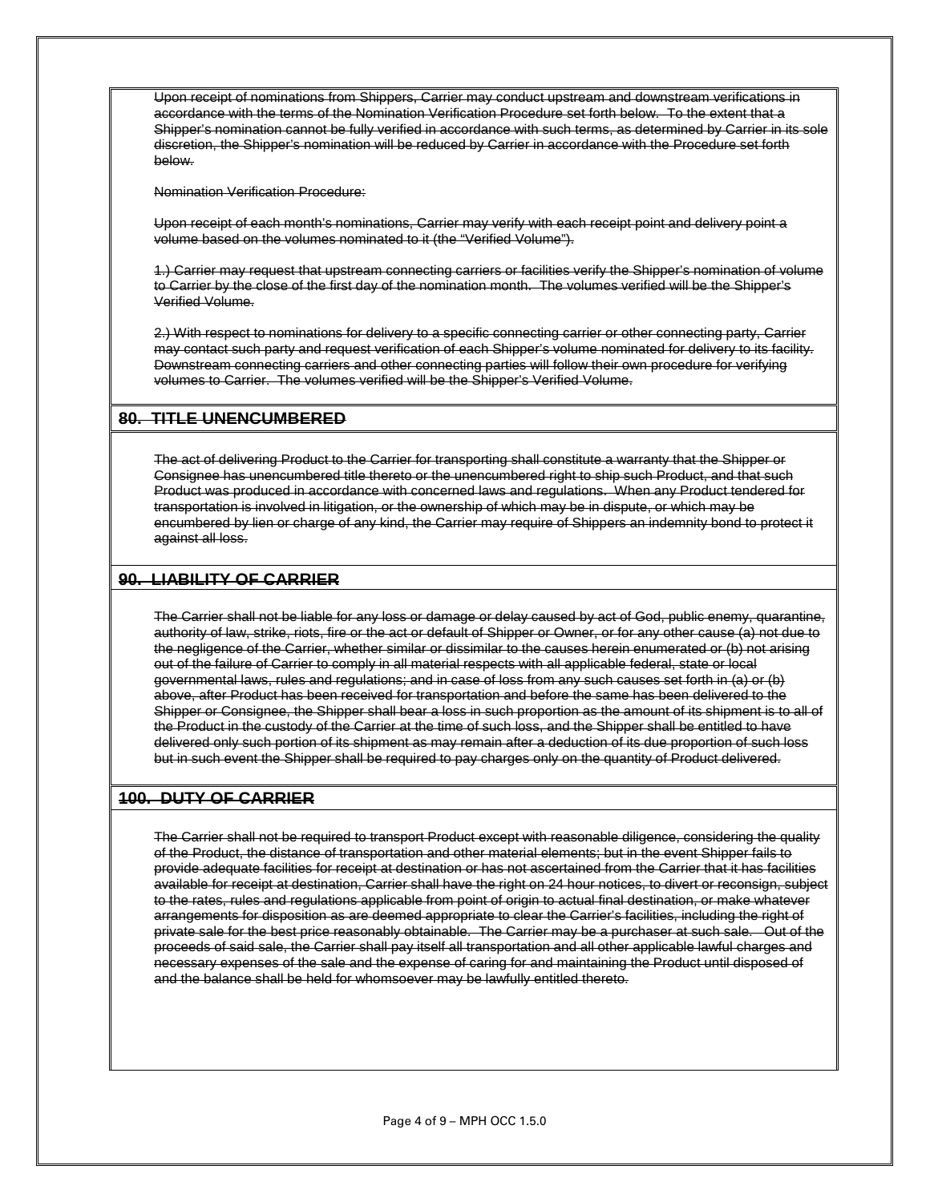~~Upon receipt of nominations from Shippers, Carrier may conduct upstream and downstream verifications in accordance with the terms of the Nomination Verification Procedure set forth below. To the extent that a Shipper's nomination cannot be fully verified in accordance with such terms, as determined by Carrier in its sole discretion, the Shipper's nomination will be reduced by Carrier in accordance with the Procedure set forth below.~~

~~Nomination Verification Procedure:~~

~~Upon receipt of each month's nominations, Carrier may verify with each receipt point and delivery point a volume based on the volumes nominated to it (the "Verified Volume").~~

~~1.) Carrier may request that upstream connecting carriers or facilities verify the Shipper's nomination of volume to Carrier by the close of the first day of the nomination month. The volumes verified will be the Shipper's Verified Volume.~~

~~2.) With respect to nominations for delivery to a specific connecting carrier or other connecting party, Carrier may contact such party and request verification of each Shipper's volume nominated for delivery to its facility. Downstream connecting carriers and other connecting parties will follow their own procedure for verifying volumes to Carrier. The volumes verified will be the Shipper's Verified Volume.~~

## ~~80. TITLE UNENCUMBERED~~

~~The act of delivering Product to the Carrier for transporting shall constitute a warranty that the Shipper or Consignee has unencumbered title thereto or the unencumbered right to ship such Product, and that such Product was produced in accordance with concerned laws and regulations. When any Product tendered for transportation is involved in litigation, or the ownership of which may be in dispute, or which may be encumbered by lien or charge of any kind, the Carrier may require of Shippers an indemnity bond to protect it against all loss.~~

## ~~90. LIABILITY OF CARRIER~~

~~The Carrier shall not be liable for any loss or damage or delay caused by act of God, public enemy, quarantine, authority of law, strike, riots, fire or the act or default of Shipper or Owner, or for any other cause (a) not due to the negligence of the Carrier, whether similar or dissimilar to the causes herein enumerated or (b) not arising out of the failure of Carrier to comply in all material respects with all applicable federal, state or local governmental laws, rules and regulations; and in case of loss from any such causes set forth in (a) or (b) above, after Product has been received for transportation and before the same has been delivered to the Shipper or Consignee, the Shipper shall bear a loss in such proportion as the amount of its shipment is to all of the Product in the custody of the Carrier at the time of such loss, and the Shipper shall be entitled to have delivered only such portion of its shipment as may remain after a deduction of its due proportion of such loss but in such event the Shipper shall be required to pay charges only on the quantity of Product delivered.~~

## ~~100. DUTY OF CARRIER~~

~~The Carrier shall not be required to transport Product except with reasonable diligence, considering the quality of the Product, the distance of transportation and other material elements; but in the event Shipper fails to provide adequate facilities for receipt at destination or has not ascertained from the Carrier that it has facilities available for receipt at destination, Carrier shall have the right on 24 hour notices, to divert or reconsign, subject to the rates, rules and regulations applicable from point of origin to actual final destination, or make whatever arrangements for disposition as are deemed appropriate to clear the Carrier's facilities, including the right of private sale for the best price reasonably obtainable. The Carrier may be a purchaser at such sale. Out of the proceeds of said sale, the Carrier shall pay itself all transportation and all other applicable lawful charges and necessary expenses of the sale and the expense of caring for and maintaining the Product until disposed of and the balance shall be held for whomsoever may be lawfully entitled thereto.~~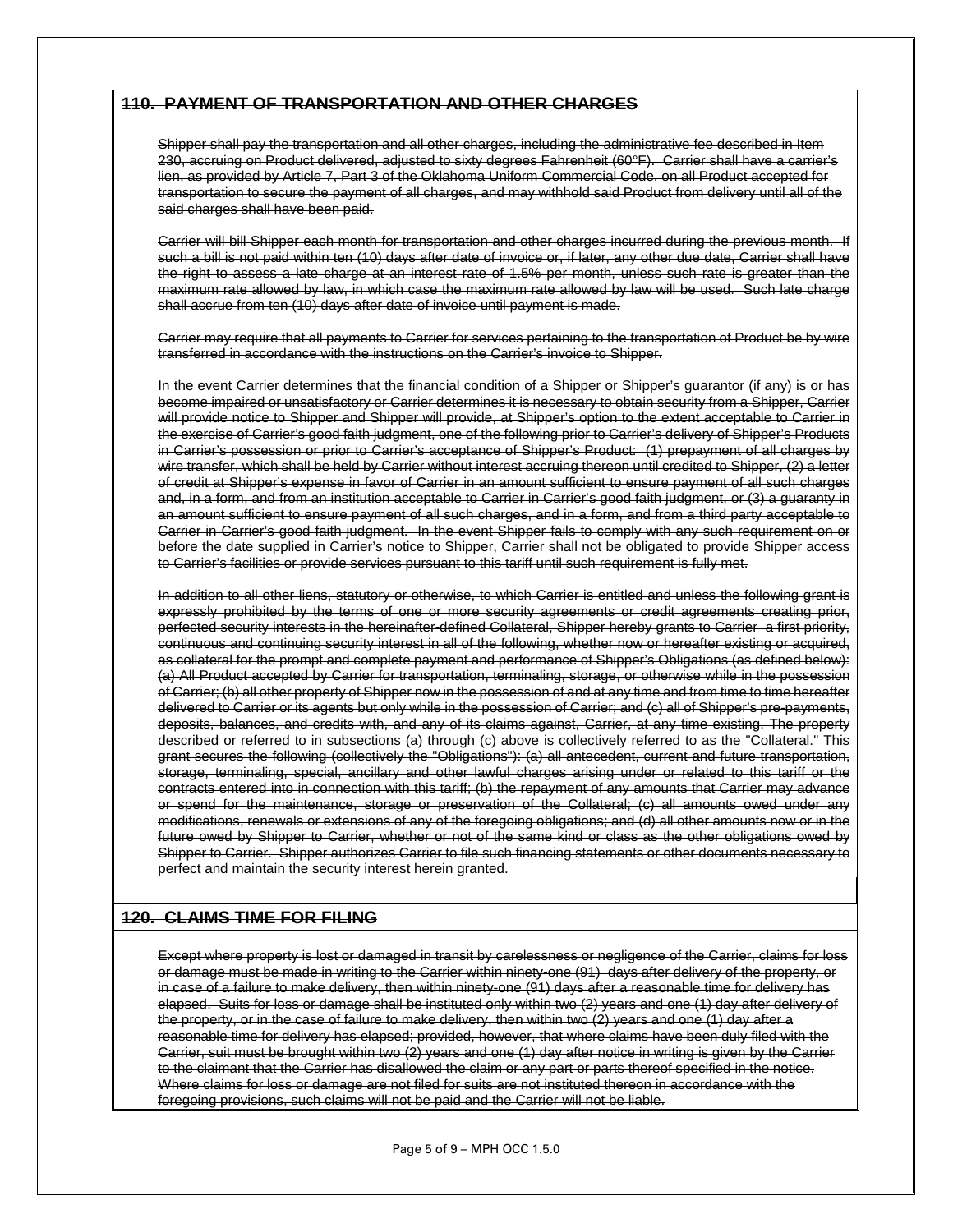## ~~110. PAYMENT OF TRANSPORTATION AND OTHER CHARGES~~

~~Shipper shall pay the transportation and all other charges, including the administrative fee described in Item 230, accruing on Product delivered, adjusted to sixty degrees Fahrenheit (60°F). Carrier shall have a carrier's lien, as provided by Article 7, Part 3 of the Oklahoma Uniform Commercial Code, on all Product accepted for transportation to secure the payment of all charges, and may withhold said Product from delivery until all of the said charges shall have been paid.~~

~~Carrier will bill Shipper each month for transportation and other charges incurred during the previous month. If such a bill is not paid within ten (10) days after date of invoice or, if later, any other due date, Carrier shall have the right to assess a late charge at an interest rate of 1.5% per month, unless such rate is greater than the maximum rate allowed by law, in which case the maximum rate allowed by law will be used. Such late charge shall accrue from ten (10) days after date of invoice until payment is made.~~

~~Carrier may require that all payments to Carrier for services pertaining to the transportation of Product be by wire transferred in accordance with the instructions on the Carrier's invoice to Shipper.~~

~~In the event Carrier determines that the financial condition of a Shipper or Shipper's guarantor (if any) is or has become impaired or unsatisfactory or Carrier determines it is necessary to obtain security from a Shipper, Carrier will provide notice to Shipper and Shipper will provide, at Shipper's option to the extent acceptable to Carrier in the exercise of Carrier's good faith judgment, one of the following prior to Carrier's delivery of Shipper's Products in Carrier's possession or prior to Carrier's acceptance of Shipper's Product: (1) prepayment of all charges by wire transfer, which shall be held by Carrier without interest accruing thereon until credited to Shipper, (2) a letter of credit at Shipper's expense in favor of Carrier in an amount sufficient to ensure payment of all such charges and, in a form, and from an institution acceptable to Carrier in Carrier's good faith judgment, or (3) a guaranty in an amount sufficient to ensure payment of all such charges, and in a form, and from a third party acceptable to Carrier in Carrier's good faith judgment. In the event Shipper fails to comply with any such requirement on or before the date supplied in Carrier's notice to Shipper, Carrier shall not be obligated to provide Shipper access to Carrier's facilities or provide services pursuant to this tariff until such requirement is fully met.~~

~~In addition to all other liens, statutory or otherwise, to which Carrier is entitled and unless the following grant is expressly prohibited by the terms of one or more security agreements or credit agreements creating prior, perfected security interests in the hereinafter-defined Collateral, Shipper hereby grants to Carrier a first priority, continuous and continuing security interest in all of the following, whether now or hereafter existing or acquired, as collateral for the prompt and complete payment and performance of Shipper's Obligations (as defined below): (a) All Product accepted by Carrier for transportation, terminaling, storage, or otherwise while in the possession of Carrier; (b) all other property of Shipper now in the possession of and at any time and from time to time hereafter delivered to Carrier or its agents but only while in the possession of Carrier; and (c) all of Shipper's pre-payments, deposits, balances, and credits with, and any of its claims against, Carrier, at any time existing. The property described or referred to in subsections (a) through (c) above is collectively referred to as the "Collateral." This grant secures the following (collectively the "Obligations"): (a) all antecedent, current and future transportation, storage, terminaling, special, ancillary and other lawful charges arising under or related to this tariff or the contracts entered into in connection with this tariff; (b) the repayment of any amounts that Carrier may advance or spend for the maintenance, storage or preservation of the Collateral; (c) all amounts owed under any modifications, renewals or extensions of any of the foregoing obligations; and (d) all other amounts now or in the future owed by Shipper to Carrier, whether or not of the same kind or class as the other obligations owed by Shipper to Carrier. Shipper authorizes Carrier to file such financing statements or other documents necessary to perfect and maintain the security interest herein granted.~~

## ~~120. CLAIMS TIME FOR FILING~~

~~Except where property is lost or damaged in transit by carelessness or negligence of the Carrier, claims for loss or damage must be made in writing to the Carrier within ninety-one (91) days after delivery of the property, or in case of a failure to make delivery, then within ninety-one (91) days after a reasonable time for delivery has elapsed. Suits for loss or damage shall be instituted only within two (2) years and one (1) day after delivery of the property, or in the case of failure to make delivery, then within two (2) years and one (1) day after a reasonable time for delivery has elapsed; provided, however, that where claims have been duly filed with the Carrier, suit must be brought within two (2) years and one (1) day after notice in writing is given by the Carrier to the claimant that the Carrier has disallowed the claim or any part or parts thereof specified in the notice. Where claims for loss or damage are not filed for suits are not instituted thereon in accordance with the foregoing provisions, such claims will not be paid and the Carrier will not be liable.~~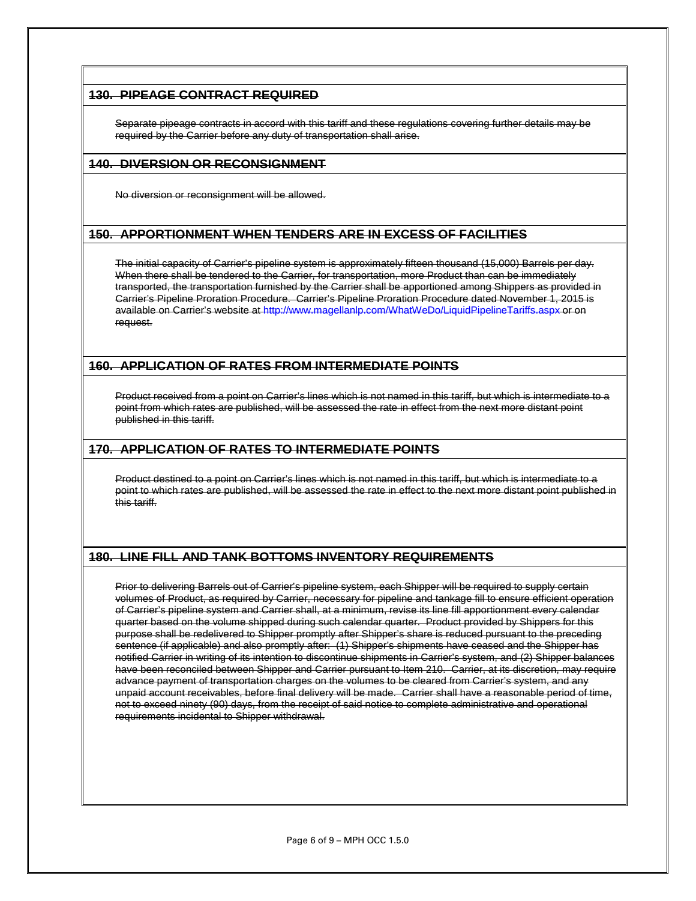## ~~130. PIPEAGE CONTRACT REQUIRED~~

~~Separate pipeage contracts in accord with this tariff and these regulations covering further details may be required by the Carrier before any duty of transportation shall arise.~~

## ~~140. DIVERSION OR RECONSIGNMENT~~

~~No diversion or reconsignment will be allowed.~~

## ~~150. APPORTIONMENT WHEN TENDERS ARE IN EXCESS OF FACILITIES~~

~~The initial capacity of Carrier's pipeline system is approximately fifteen thousand (15,000) Barrels per day. When there shall be tendered to the Carrier, for transportation, more Product than can be immediately transported, the transportation furnished by the Carrier shall be apportioned among Shippers as provided in Carrier's Pipeline Proration Procedure. Carrier's Pipeline Proration Procedure dated November 1, 2015 is available on Carrier's website at http://www.magellanlp.com/WhatWeDo/LiquidPipelineTariffs.aspx or on request.~~

## ~~160. APPLICATION OF RATES FROM INTERMEDIATE POINTS~~

~~Product received from a point on Carrier's lines which is not named in this tariff, but which is intermediate to a point from which rates are published, will be assessed the rate in effect from the next more distant point published in this tariff.~~

## ~~170. APPLICATION OF RATES TO INTERMEDIATE POINTS~~

~~Product destined to a point on Carrier's lines which is not named in this tariff, but which is intermediate to a point to which rates are published, will be assessed the rate in effect to the next more distant point published in this tariff.~~

## ~~180. LINE FILL AND TANK BOTTOMS INVENTORY REQUIREMENTS~~

~~Prior to delivering Barrels out of Carrier's pipeline system, each Shipper will be required to supply certain volumes of Product, as required by Carrier, necessary for pipeline and tankage fill to ensure efficient operation of Carrier's pipeline system and Carrier shall, at a minimum, revise its line fill apportionment every calendar quarter based on the volume shipped during such calendar quarter. Product provided by Shippers for this purpose shall be redelivered to Shipper promptly after Shipper's share is reduced pursuant to the preceding sentence (if applicable) and also promptly after: (1) Shipper's shipments have ceased and the Shipper has notified Carrier in writing of its intention to discontinue shipments in Carrier's system, and (2) Shipper balances have been reconciled between Shipper and Carrier pursuant to Item 210. Carrier, at its discretion, may require advance payment of transportation charges on the volumes to be cleared from Carrier's system, and any unpaid account receivables, before final delivery will be made. Carrier shall have a reasonable period of time, not to exceed ninety (90) days, from the receipt of said notice to complete administrative and operational requirements incidental to Shipper withdrawal.~~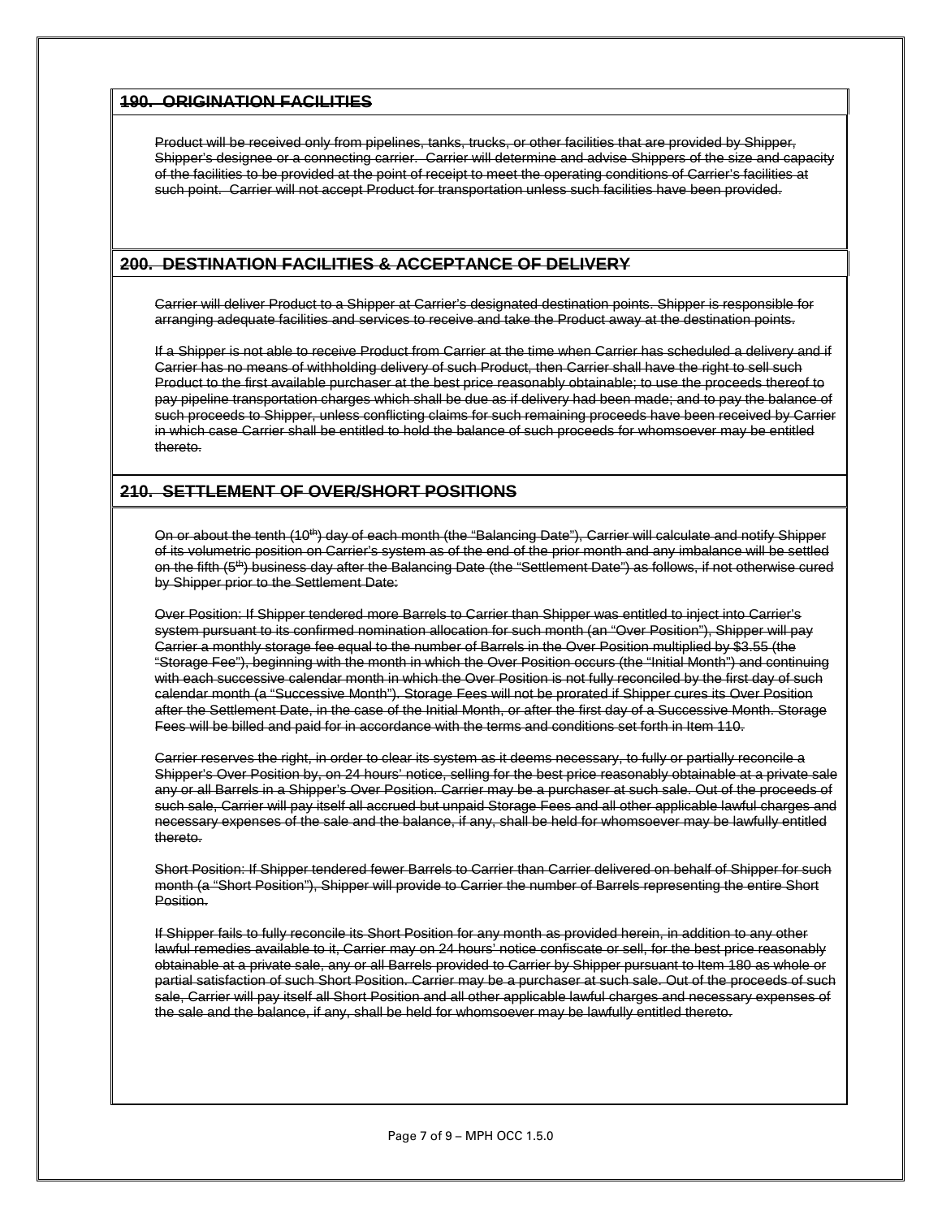## ~~190. ORIGINATION FACILITIES~~

~~Product will be received only from pipelines, tanks, trucks, or other facilities that are provided by Shipper, Shipper's designee or a connecting carrier. Carrier will determine and advise Shippers of the size and capacity of the facilities to be provided at the point of receipt to meet the operating conditions of Carrier's facilities at such point. Carrier will not accept Product for transportation unless such facilities have been provided.~~

## ~~200. DESTINATION FACILITIES & ACCEPTANCE OF DELIVERY~~

~~Carrier will deliver Product to a Shipper at Carrier's designated destination points. Shipper is responsible for arranging adequate facilities and services to receive and take the Product away at the destination points.~~

~~If a Shipper is not able to receive Product from Carrier at the time when Carrier has scheduled a delivery and if Carrier has no means of withholding delivery of such Product, then Carrier shall have the right to sell such Product to the first available purchaser at the best price reasonably obtainable; to use the proceeds thereof to pay pipeline transportation charges which shall be due as if delivery had been made; and to pay the balance of such proceeds to Shipper, unless conflicting claims for such remaining proceeds have been received by Carrier in which case Carrier shall be entitled to hold the balance of such proceeds for whomsoever may be entitled thereto.~~

## ~~210. SETTLEMENT OF OVER/SHORT POSITIONS~~

~~On or about the tenth (10th) day of each month (the "Balancing Date"), Carrier will calculate and notify Shipper of its volumetric position on Carrier's system as of the end of the prior month and any imbalance will be settled on the fifth (5th) business day after the Balancing Date (the "Settlement Date") as follows, if not otherwise cured by Shipper prior to the Settlement Date:~~

~~Over Position: If Shipper tendered more Barrels to Carrier than Shipper was entitled to inject into Carrier's system pursuant to its confirmed nomination allocation for such month (an "Over Position"), Shipper will pay Carrier a monthly storage fee equal to the number of Barrels in the Over Position multiplied by $3.55 (the "Storage Fee"), beginning with the month in which the Over Position occurs (the "Initial Month") and continuing with each successive calendar month in which the Over Position is not fully reconciled by the first day of such calendar month (a "Successive Month"). Storage Fees will not be prorated if Shipper cures its Over Position after the Settlement Date, in the case of the Initial Month, or after the first day of a Successive Month. Storage Fees will be billed and paid for in accordance with the terms and conditions set forth in Item 110.~~

~~Carrier reserves the right, in order to clear its system as it deems necessary, to fully or partially reconcile a Shipper's Over Position by, on 24 hours' notice, selling for the best price reasonably obtainable at a private sale any or all Barrels in a Shipper's Over Position. Carrier may be a purchaser at such sale. Out of the proceeds of such sale, Carrier will pay itself all accrued but unpaid Storage Fees and all other applicable lawful charges and necessary expenses of the sale and the balance, if any, shall be held for whomsoever may be lawfully entitled thereto.~~

~~Short Position: If Shipper tendered fewer Barrels to Carrier than Carrier delivered on behalf of Shipper for such month (a "Short Position"), Shipper will provide to Carrier the number of Barrels representing the entire Short Position.~~

~~If Shipper fails to fully reconcile its Short Position for any month as provided herein, in addition to any other lawful remedies available to it, Carrier may on 24 hours' notice confiscate or sell, for the best price reasonably obtainable at a private sale, any or all Barrels provided to Carrier by Shipper pursuant to Item 180 as whole or partial satisfaction of such Short Position. Carrier may be a purchaser at such sale. Out of the proceeds of such sale, Carrier will pay itself all Short Position and all other applicable lawful charges and necessary expenses of the sale and the balance, if any, shall be held for whomsoever may be lawfully entitled thereto.~~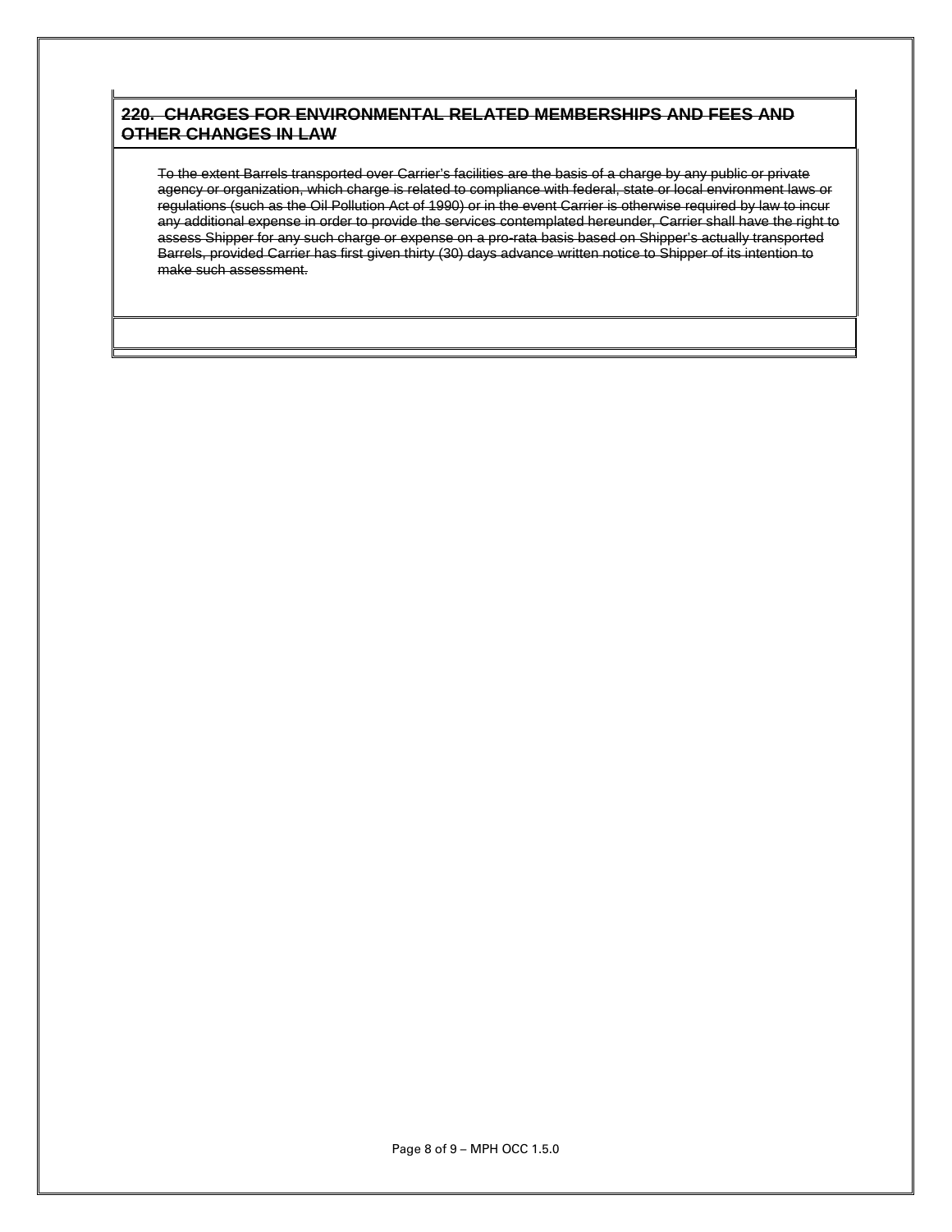## ~~220. CHARGES FOR ENVIRONMENTAL RELATED MEMBERSHIPS AND FEES AND OTHER CHANGES IN LAW~~

~~To the extent Barrels transported over Carrier's facilities are the basis of a charge by any public or private agency or organization, which charge is related to compliance with federal, state or local environment laws or regulations (such as the Oil Pollution Act of 1990) or in the event Carrier is otherwise required by law to incur any additional expense in order to provide the services contemplated hereunder, Carrier shall have the right to assess Shipper for any such charge or expense on a pro-rata basis based on Shipper's actually transported Barrels, provided Carrier has first given thirty (30) days advance written notice to Shipper of its intention to make such assessment.~~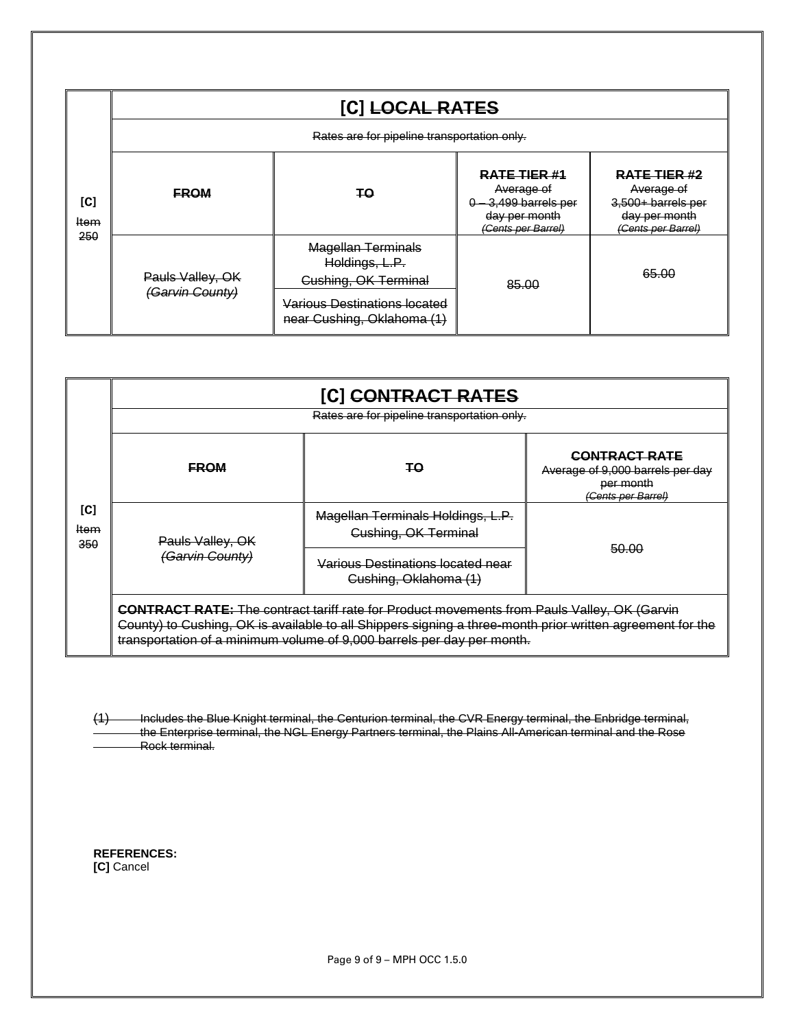| [C] Item 250 | [C] LOCAL RATES | | | |
|---|---|---|---|---|
| | Rates are for pipeline transportation only. | | | |
| | **FROM** | **TO** | **RATE TIER #1** Average of 0 – 3,499 barrels per day per month *(Cents per Barrel)* | **RATE TIER #2** Average of 3,500+ barrels per day per month *(Cents per Barrel)* |
| | Pauls Valley, OK *(Garvin County)* | Magellan Terminals Holdings, L.P. Cushing, OK Terminal | 85.00 | 65.00 |
| | | Various Destinations located near Cushing, Oklahoma (1) | | |

| [C] Item 350 | [C] CONTRACT RATES | | |
|---|---|---|---|
| | Rates are for pipeline transportation only. | | |
| | **FROM** | **TO** | **CONTRACT RATE** Average of 9,000 barrels per day per month *(Cents per Barrel)* |
| | Pauls Valley, OK *(Garvin County)* | Magellan Terminals Holdings, L.P. Cushing, OK Terminal | 50.00 |
| | | Various Destinations located near Cushing, Oklahoma (1) | |
| | **CONTRACT RATE:** The contract tariff rate for Product movements from Pauls Valley, OK (Garvin County) to Cushing, OK is available to all Shippers signing a three-month prior written agreement for the transportation of a minimum volume of 9,000 barrels per day per month. | | |

(1) Includes the Blue Knight terminal, the Centurion terminal, the CVR Energy terminal, the Enbridge terminal, the Enterprise terminal, the NGL Energy Partners terminal, the Plains All-American terminal and the Rose Rock terminal.

**REFERENCES:**
**[C]** Cancel